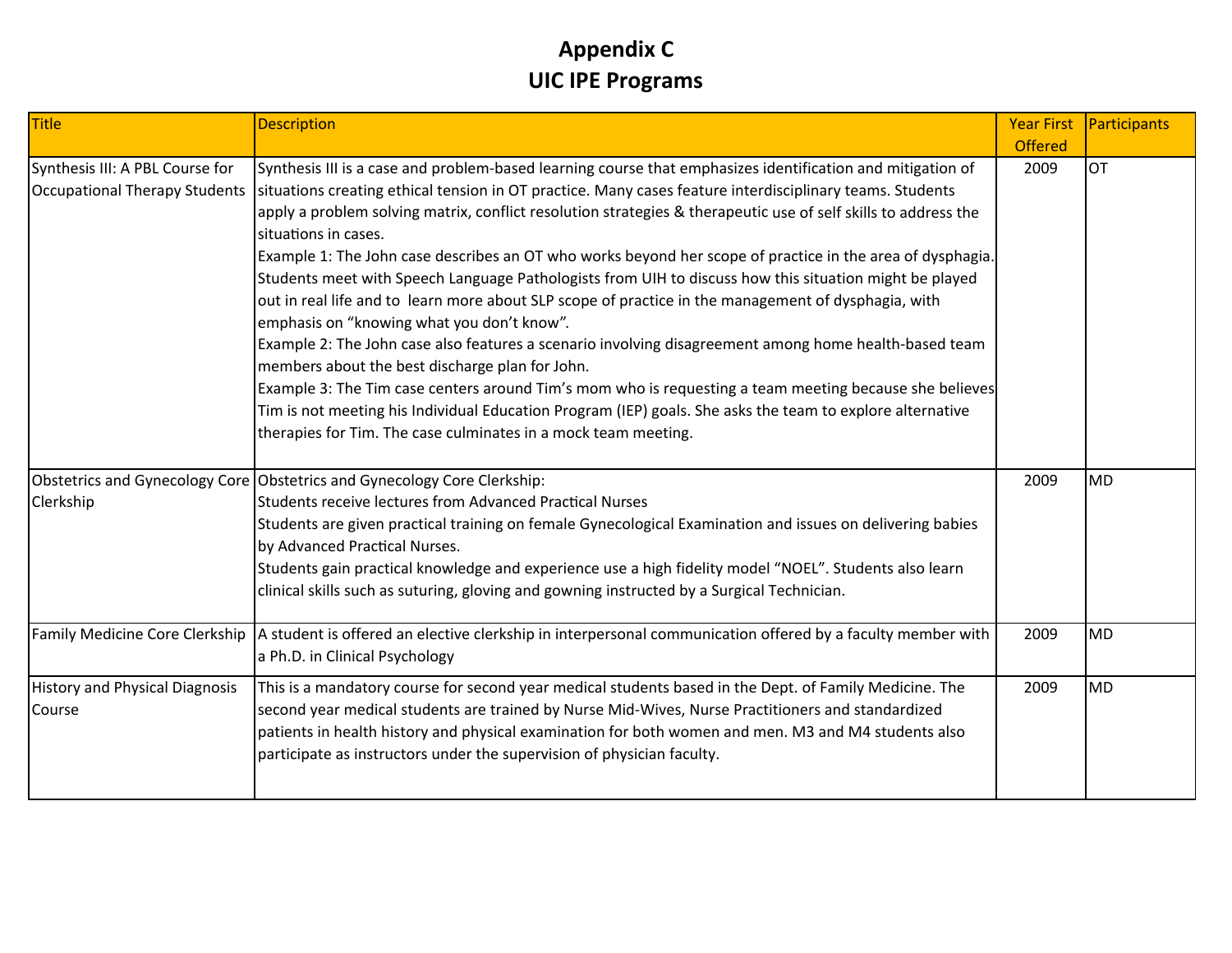# Appendix C
# UIC IPE Programs

| Title | Description | Year First Offered | Participants |
|---|---|---|---|
| Synthesis III: A PBL Course for Occupational Therapy Students | Synthesis III is a case and problem-based learning course that emphasizes identification and mitigation of situations creating ethical tension in OT practice. Many cases feature interdisciplinary teams. Students apply a problem solving matrix, conflict resolution strategies & therapeutic use of self skills to address the situations in cases.<br>Example 1: The John case describes an OT who works beyond her scope of practice in the area of dysphagia. Students meet with Speech Language Pathologists from UIH to discuss how this situation might be played out in real life and to learn more about SLP scope of practice in the management of dysphagia, with emphasis on "knowing what you don't know".<br>Example 2: The John case also features a scenario involving disagreement among home health-based team members about the best discharge plan for John.<br>Example 3: The Tim case centers around Tim's mom who is requesting a team meeting because she believes Tim is not meeting his Individual Education Program (IEP) goals. She asks the team to explore alternative therapies for Tim. The case culminates in a mock team meeting. | 2009 | OT |
| Obstetrics and Gynecology Core Clerkship | Obstetrics and Gynecology Core Clerkship:<br>Students receive lectures from Advanced Practical Nurses<br>Students are given practical training on female Gynecological Examination and issues on delivering babies by Advanced Practical Nurses.<br>Students gain practical knowledge and experience use a high fidelity model "NOEL". Students also learn clinical skills such as suturing, gloving and gowning instructed by a Surgical Technician. | 2009 | MD |
| Family Medicine Core Clerkship | A student is offered an elective clerkship in interpersonal communication offered by a faculty member with a Ph.D. in Clinical Psychology | 2009 | MD |
| History and Physical Diagnosis Course | This is a mandatory course for second year medical students based in the Dept. of Family Medicine. The second year medical students are trained by Nurse Mid-Wives, Nurse Practitioners and standardized patients in health history and physical examination for both women and men. M3 and M4 students also participate as instructors under the supervision of physician faculty. | 2009 | MD |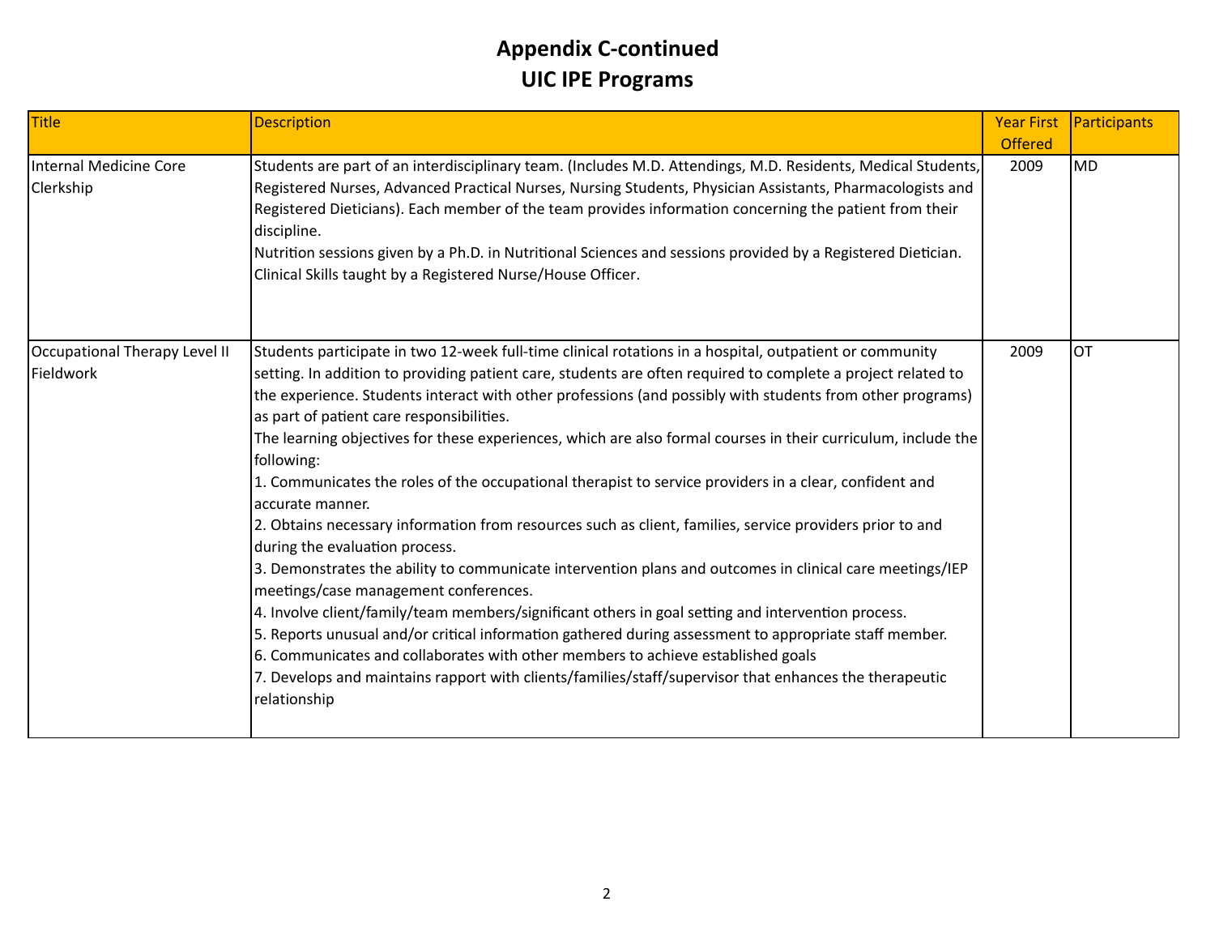# Appendix C-continued
# UIC IPE Programs

| Title | Description | Year First Offered | Participants |
|---|---|---|---|
| Internal Medicine Core Clerkship | Students are part of an interdisciplinary team. (Includes M.D. Attendings, M.D. Residents, Medical Students, Registered Nurses, Advanced Practical Nurses, Nursing Students, Physician Assistants, Pharmacologists and Registered Dieticians). Each member of the team provides information concerning the patient from their discipline.<br>Nutrition sessions given by a Ph.D. in Nutritional Sciences and sessions provided by a Registered Dietician.<br>Clinical Skills taught by a Registered Nurse/House Officer. | 2009 | MD |
| Occupational Therapy Level II Fieldwork | Students participate in two 12-week full-time clinical rotations in a hospital, outpatient or community setting. In addition to providing patient care, students are often required to complete a project related to the experience. Students interact with other professions (and possibly with students from other programs) as part of patient care responsibilities.<br>The learning objectives for these experiences, which are also formal courses in their curriculum, include the following:<br>1. Communicates the roles of the occupational therapist to service providers in a clear, confident and accurate manner.<br>2. Obtains necessary information from resources such as client, families, service providers prior to and during the evaluation process.<br>3. Demonstrates the ability to communicate intervention plans and outcomes in clinical care meetings/IEP meetings/case management conferences.<br>4. Involve client/family/team members/significant others in goal setting and intervention process.<br>5. Reports unusual and/or critical information gathered during assessment to appropriate staff member.<br>6. Communicates and collaborates with other members to achieve established goals<br>7. Develops and maintains rapport with clients/families/staff/supervisor that enhances the therapeutic relationship | 2009 | OT |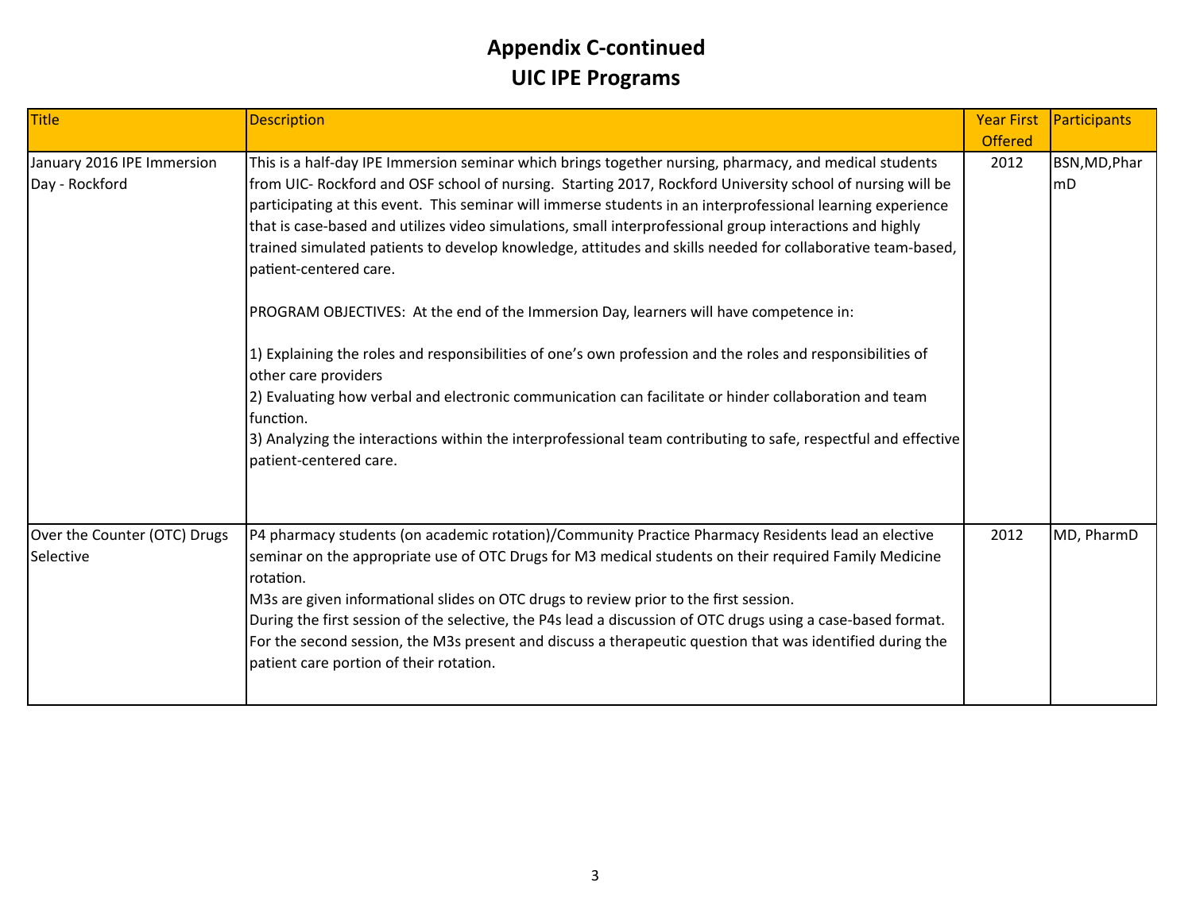# Appendix C-continued
# UIC IPE Programs

| Title | Description | Year First Offered | Participants |
|---|---|---|---|
| January 2016 IPE Immersion Day - Rockford | This is a half-day IPE Immersion seminar which brings together nursing, pharmacy, and medical students from UIC- Rockford and OSF school of nursing. Starting 2017, Rockford University school of nursing will be participating at this event. This seminar will immerse students in an interprofessional learning experience that is case-based and utilizes video simulations, small interprofessional group interactions and highly trained simulated patients to develop knowledge, attitudes and skills needed for collaborative team-based, patient-centered care.<br><br>PROGRAM OBJECTIVES: At the end of the Immersion Day, learners will have competence in:<br><br>1) Explaining the roles and responsibilities of one's own profession and the roles and responsibilities of other care providers<br>2) Evaluating how verbal and electronic communication can facilitate or hinder collaboration and team function.<br>3) Analyzing the interactions within the interprofessional team contributing to safe, respectful and effective patient-centered care. | 2012 | BSN,MD,PharmD |
| Over the Counter (OTC) Drugs Selective | P4 pharmacy students (on academic rotation)/Community Practice Pharmacy Residents lead an elective seminar on the appropriate use of OTC Drugs for M3 medical students on their required Family Medicine rotation.<br>M3s are given informational slides on OTC drugs to review prior to the first session.<br>During the first session of the selective, the P4s lead a discussion of OTC drugs using a case-based format.<br>For the second session, the M3s present and discuss a therapeutic question that was identified during the patient care portion of their rotation. | 2012 | MD, PharmD |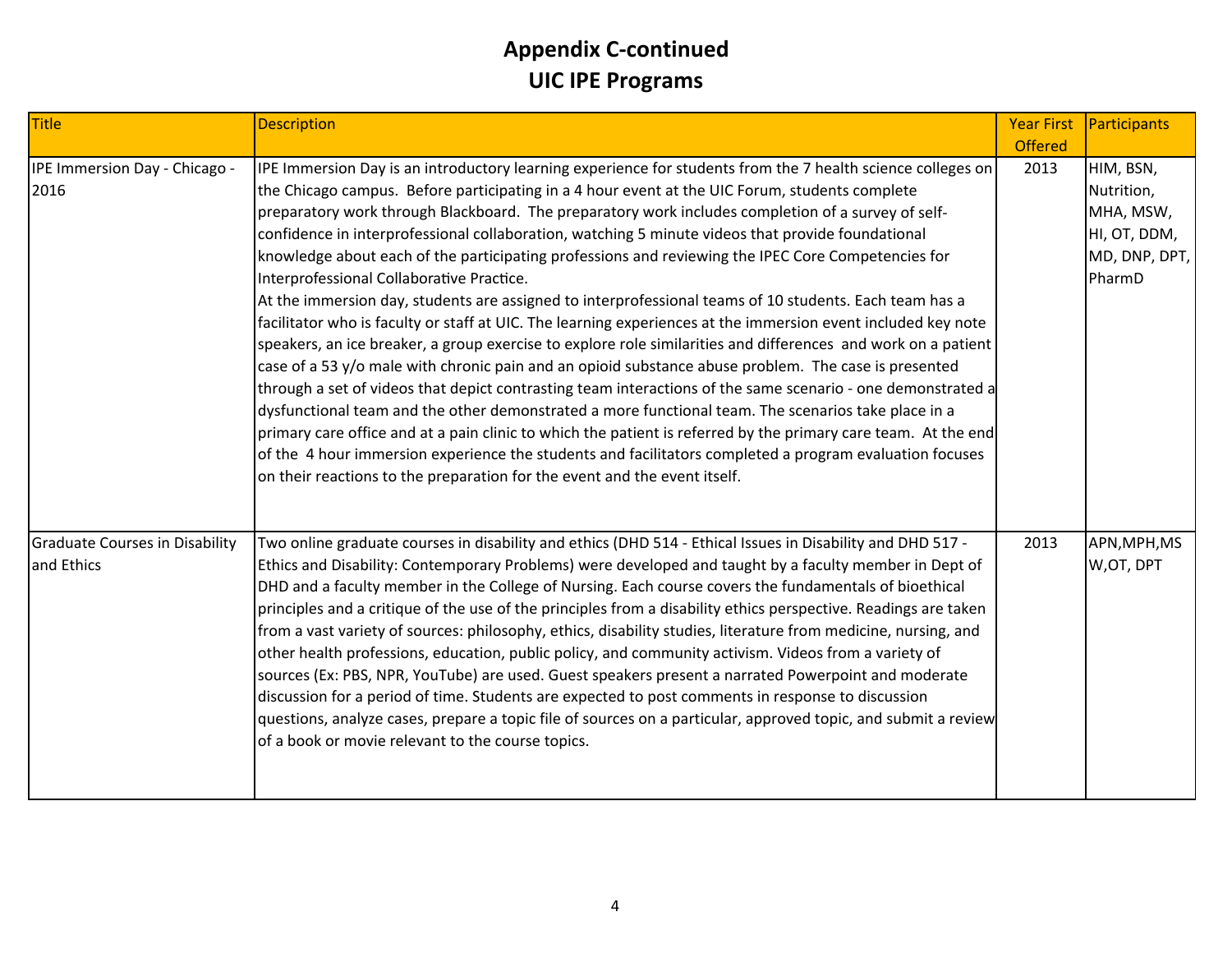# Appendix C-continued
# UIC IPE Programs

| Title | Description | Year First Offered | Participants |
|---|---|---|---|
| IPE Immersion Day - Chicago - 2016 | IPE Immersion Day is an introductory learning experience for students from the 7 health science colleges on the Chicago campus. Before participating in a 4 hour event at the UIC Forum, students complete preparatory work through Blackboard. The preparatory work includes completion of a survey of self-confidence in interprofessional collaboration, watching 5 minute videos that provide foundational knowledge about each of the participating professions and reviewing the IPEC Core Competencies for Interprofessional Collaborative Practice.<br>At the immersion day, students are assigned to interprofessional teams of 10 students. Each team has a facilitator who is faculty or staff at UIC. The learning experiences at the immersion event included key note speakers, an ice breaker, a group exercise to explore role similarities and differences and work on a patient case of a 53 y/o male with chronic pain and an opioid substance abuse problem. The case is presented through a set of videos that depict contrasting team interactions of the same scenario - one demonstrated a dysfunctional team and the other demonstrated a more functional team. The scenarios take place in a primary care office and at a pain clinic to which the patient is referred by the primary care team. At the end of the 4 hour immersion experience the students and facilitators completed a program evaluation focuses on their reactions to the preparation for the event and the event itself. | 2013 | HIM, BSN, Nutrition, MHA, MSW, HI, OT, DDM, MD, DNP, DPT, PharmD |
| Graduate Courses in Disability and Ethics | Two online graduate courses in disability and ethics (DHD 514 - Ethical Issues in Disability and DHD 517 - Ethics and Disability: Contemporary Problems) were developed and taught by a faculty member in Dept of DHD and a faculty member in the College of Nursing. Each course covers the fundamentals of bioethical principles and a critique of the use of the principles from a disability ethics perspective. Readings are taken from a vast variety of sources: philosophy, ethics, disability studies, literature from medicine, nursing, and other health professions, education, public policy, and community activism. Videos from a variety of sources (Ex: PBS, NPR, YouTube) are used. Guest speakers present a narrated Powerpoint and moderate discussion for a period of time. Students are expected to post comments in response to discussion questions, analyze cases, prepare a topic file of sources on a particular, approved topic, and submit a review of a book or movie relevant to the course topics. | 2013 | APN,MPH,MSW,OT, DPT |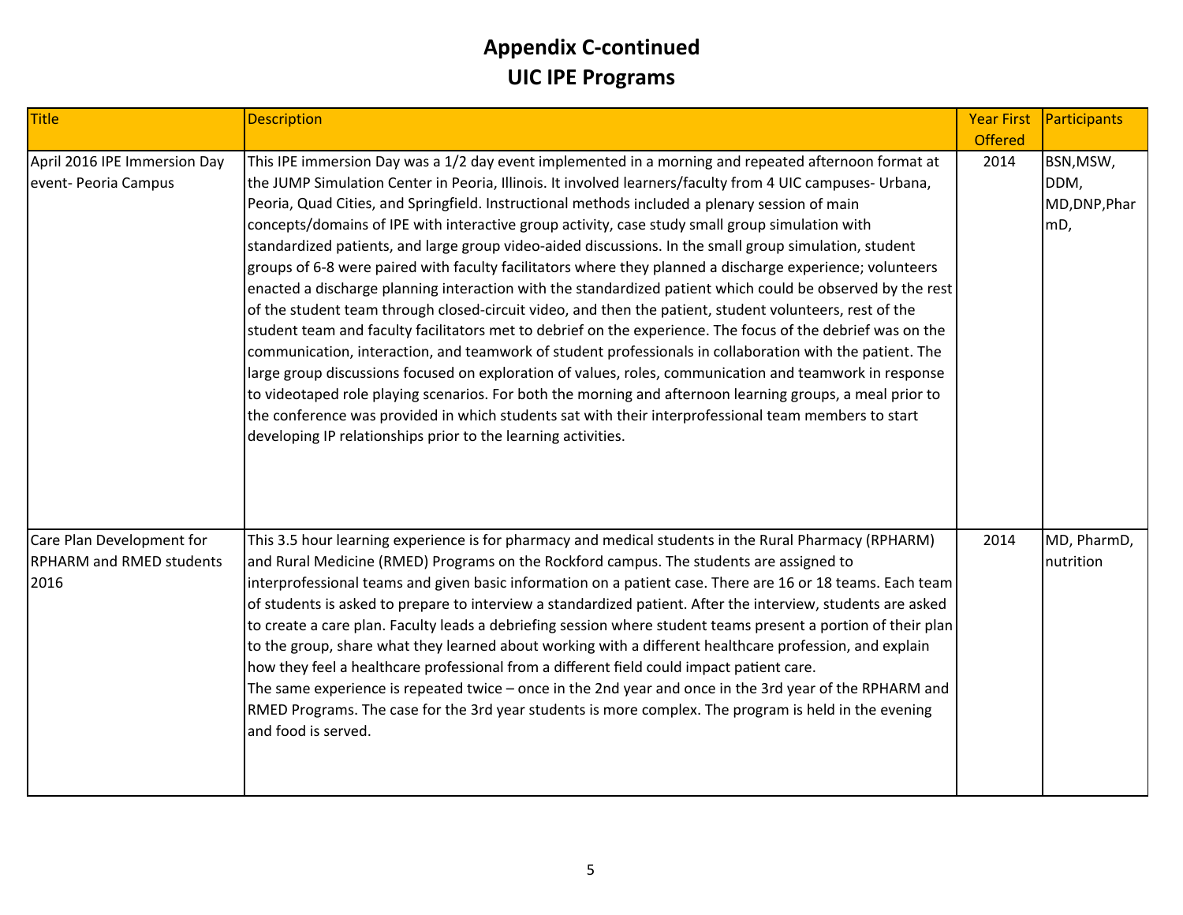# Appendix C-continued
# UIC IPE Programs

| Title | Description | Year First Offered | Participants |
|---|---|---|---|
| April 2016 IPE Immersion Day event- Peoria Campus | This IPE immersion Day was a 1/2 day event implemented in a morning and repeated afternoon format at the JUMP Simulation Center in Peoria, Illinois. It involved learners/faculty from 4 UIC campuses- Urbana, Peoria, Quad Cities, and Springfield. Instructional methods included a plenary session of main concepts/domains of IPE with interactive group activity, case study small group simulation with standardized patients, and large group video-aided discussions. In the small group simulation, student groups of 6-8 were paired with faculty facilitators where they planned a discharge experience; volunteers enacted a discharge planning interaction with the standardized patient which could be observed by the rest of the student team through closed-circuit video, and then the patient, student volunteers, rest of the student team and faculty facilitators met to debrief on the experience. The focus of the debrief was on the communication, interaction, and teamwork of student professionals in collaboration with the patient. The large group discussions focused on exploration of values, roles, communication and teamwork in response to videotaped role playing scenarios. For both the morning and afternoon learning groups, a meal prior to the conference was provided in which students sat with their interprofessional team members to start developing IP relationships prior to the learning activities. | 2014 | BSN,MSW, DDM, MD,DNP,PharmD, |
| Care Plan Development for RPHARM and RMED students 2016 | This 3.5 hour learning experience is for pharmacy and medical students in the Rural Pharmacy (RPHARM) and Rural Medicine (RMED) Programs on the Rockford campus. The students are assigned to interprofessional teams and given basic information on a patient case. There are 16 or 18 teams. Each team of students is asked to prepare to interview a standardized patient. After the interview, students are asked to create a care plan. Faculty leads a debriefing session where student teams present a portion of their plan to the group, share what they learned about working with a different healthcare profession, and explain how they feel a healthcare professional from a different field could impact patient care.<br>The same experience is repeated twice – once in the 2nd year and once in the 3rd year of the RPHARM and RMED Programs. The case for the 3rd year students is more complex. The program is held in the evening and food is served. | 2014 | MD, PharmD, nutrition |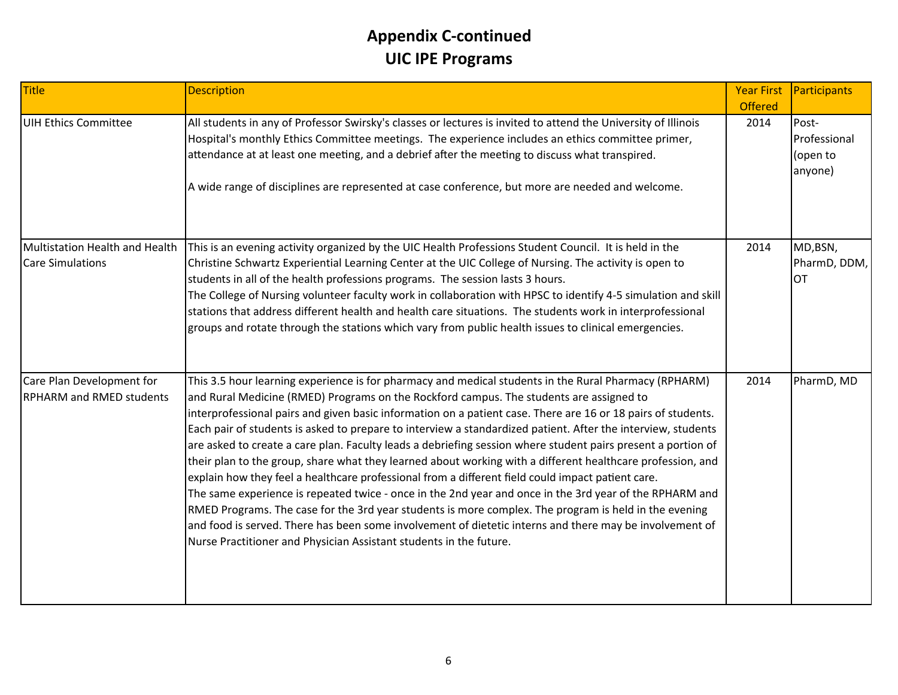# Appendix C-continued
# UIC IPE Programs

| Title | Description | Year First Offered | Participants |
|---|---|---|---|
| UIH Ethics Committee | All students in any of Professor Swirsky's classes or lectures is invited to attend the University of Illinois Hospital's monthly Ethics Committee meetings. The experience includes an ethics committee primer, attendance at at least one meeting, and a debrief after the meeting to discuss what transpired.<br><br>A wide range of disciplines are represented at case conference, but more are needed and welcome. | 2014 | Post-Professional (open to anyone) |
| Multistation Health and Health Care Simulations | This is an evening activity organized by the UIC Health Professions Student Council. It is held in the Christine Schwartz Experiential Learning Center at the UIC College of Nursing. The activity is open to students in all of the health professions programs. The session lasts 3 hours.<br>The College of Nursing volunteer faculty work in collaboration with HPSC to identify 4-5 simulation and skill stations that address different health and health care situations. The students work in interprofessional groups and rotate through the stations which vary from public health issues to clinical emergencies. | 2014 | MD,BSN, PharmD, DDM, OT |
| Care Plan Development for RPHARM and RMED students | This 3.5 hour learning experience is for pharmacy and medical students in the Rural Pharmacy (RPHARM) and Rural Medicine (RMED) Programs on the Rockford campus. The students are assigned to interprofessional pairs and given basic information on a patient case. There are 16 or 18 pairs of students. Each pair of students is asked to prepare to interview a standardized patient. After the interview, students are asked to create a care plan. Faculty leads a debriefing session where student pairs present a portion of their plan to the group, share what they learned about working with a different healthcare profession, and explain how they feel a healthcare professional from a different field could impact patient care.<br>The same experience is repeated twice - once in the 2nd year and once in the 3rd year of the RPHARM and RMED Programs. The case for the 3rd year students is more complex. The program is held in the evening and food is served. There has been some involvement of dietetic interns and there may be involvement of Nurse Practitioner and Physician Assistant students in the future. | 2014 | PharmD, MD |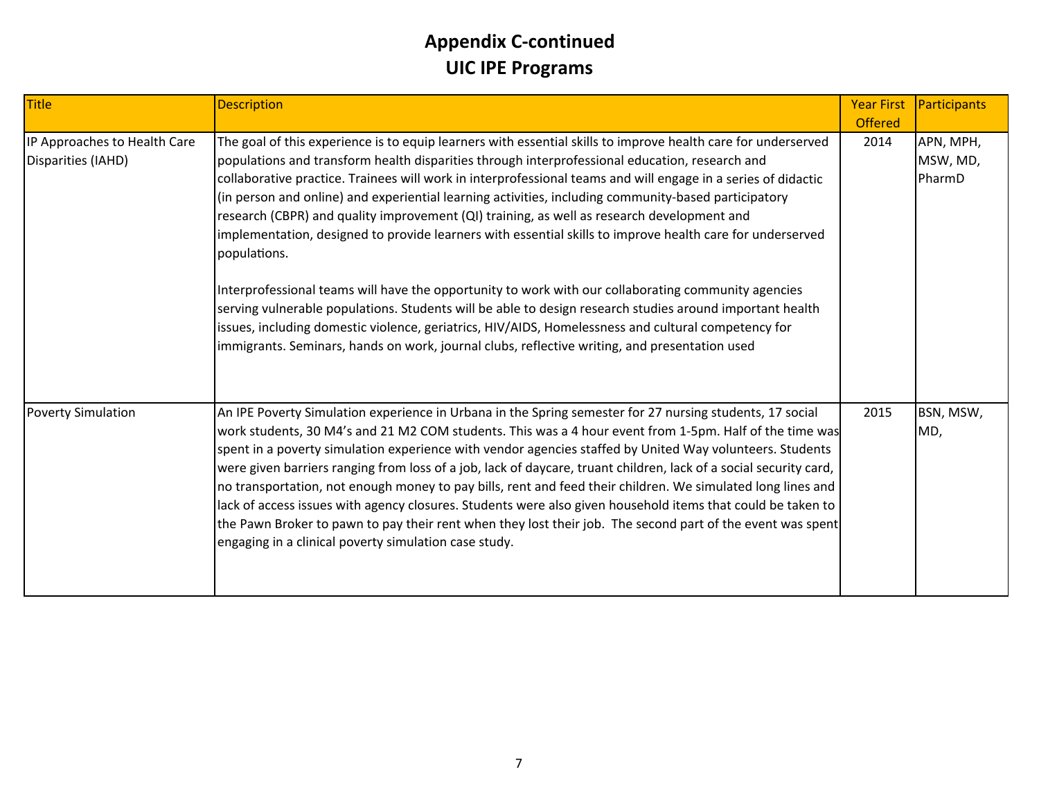# Appendix C-continued
# UIC IPE Programs

| Title | Description | Year First Offered | Participants |
|---|---|---|---|
| IP Approaches to Health Care Disparities (IAHD) | The goal of this experience is to equip learners with essential skills to improve health care for underserved populations and transform health disparities through interprofessional education, research and collaborative practice. Trainees will work in interprofessional teams and will engage in a series of didactic (in person and online) and experiential learning activities, including community-based participatory research (CBPR) and quality improvement (QI) training, as well as research development and implementation, designed to provide learners with essential skills to improve health care for underserved populations.<br><br>Interprofessional teams will have the opportunity to work with our collaborating community agencies serving vulnerable populations. Students will be able to design research studies around important health issues, including domestic violence, geriatrics, HIV/AIDS, Homelessness and cultural competency for immigrants. Seminars, hands on work, journal clubs, reflective writing, and presentation used | 2014 | APN, MPH, MSW, MD, PharmD |
| Poverty Simulation | An IPE Poverty Simulation experience in Urbana in the Spring semester for 27 nursing students, 17 social work students, 30 M4's and 21 M2 COM students. This was a 4 hour event from 1-5pm. Half of the time was spent in a poverty simulation experience with vendor agencies staffed by United Way volunteers. Students were given barriers ranging from loss of a job, lack of daycare, truant children, lack of a social security card, no transportation, not enough money to pay bills, rent and feed their children. We simulated long lines and lack of access issues with agency closures. Students were also given household items that could be taken to the Pawn Broker to pawn to pay their rent when they lost their job. The second part of the event was spent engaging in a clinical poverty simulation case study. | 2015 | BSN, MSW, MD, |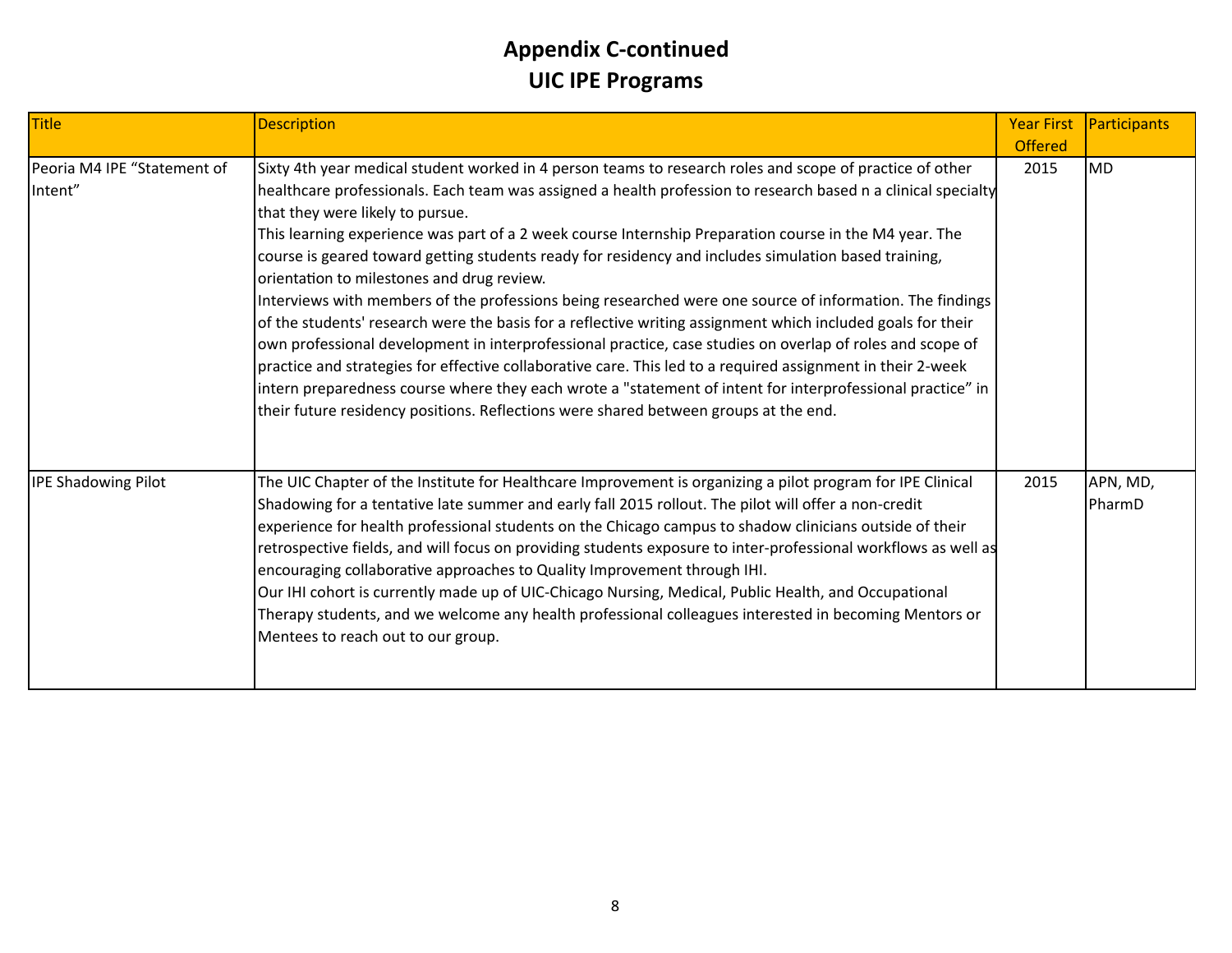# Appendix C-continued
# UIC IPE Programs

| Title | Description | Year First Offered | Participants |
|---|---|---|---|
| Peoria M4 IPE "Statement of Intent" | Sixty 4th year medical student worked in 4 person teams to research roles and scope of practice of other healthcare professionals. Each team was assigned a health profession to research based n a clinical specialty that they were likely to pursue.<br>This learning experience was part of a 2 week course Internship Preparation course in the M4 year. The course is geared toward getting students ready for residency and includes simulation based training, orientation to milestones and drug review.<br>Interviews with members of the professions being researched were one source of information. The findings of the students' research were the basis for a reflective writing assignment which included goals for their own professional development in interprofessional practice, case studies on overlap of roles and scope of practice and strategies for effective collaborative care. This led to a required assignment in their 2-week intern preparedness course where they each wrote a "statement of intent for interprofessional practice" in their future residency positions. Reflections were shared between groups at the end. | 2015 | MD |
| IPE Shadowing Pilot | The UIC Chapter of the Institute for Healthcare Improvement is organizing a pilot program for IPE Clinical Shadowing for a tentative late summer and early fall 2015 rollout. The pilot will offer a non-credit experience for health professional students on the Chicago campus to shadow clinicians outside of their retrospective fields, and will focus on providing students exposure to inter-professional workflows as well as encouraging collaborative approaches to Quality Improvement through IHI.<br>Our IHI cohort is currently made up of UIC-Chicago Nursing, Medical, Public Health, and Occupational Therapy students, and we welcome any health professional colleagues interested in becoming Mentors or Mentees to reach out to our group. | 2015 | APN, MD, PharmD |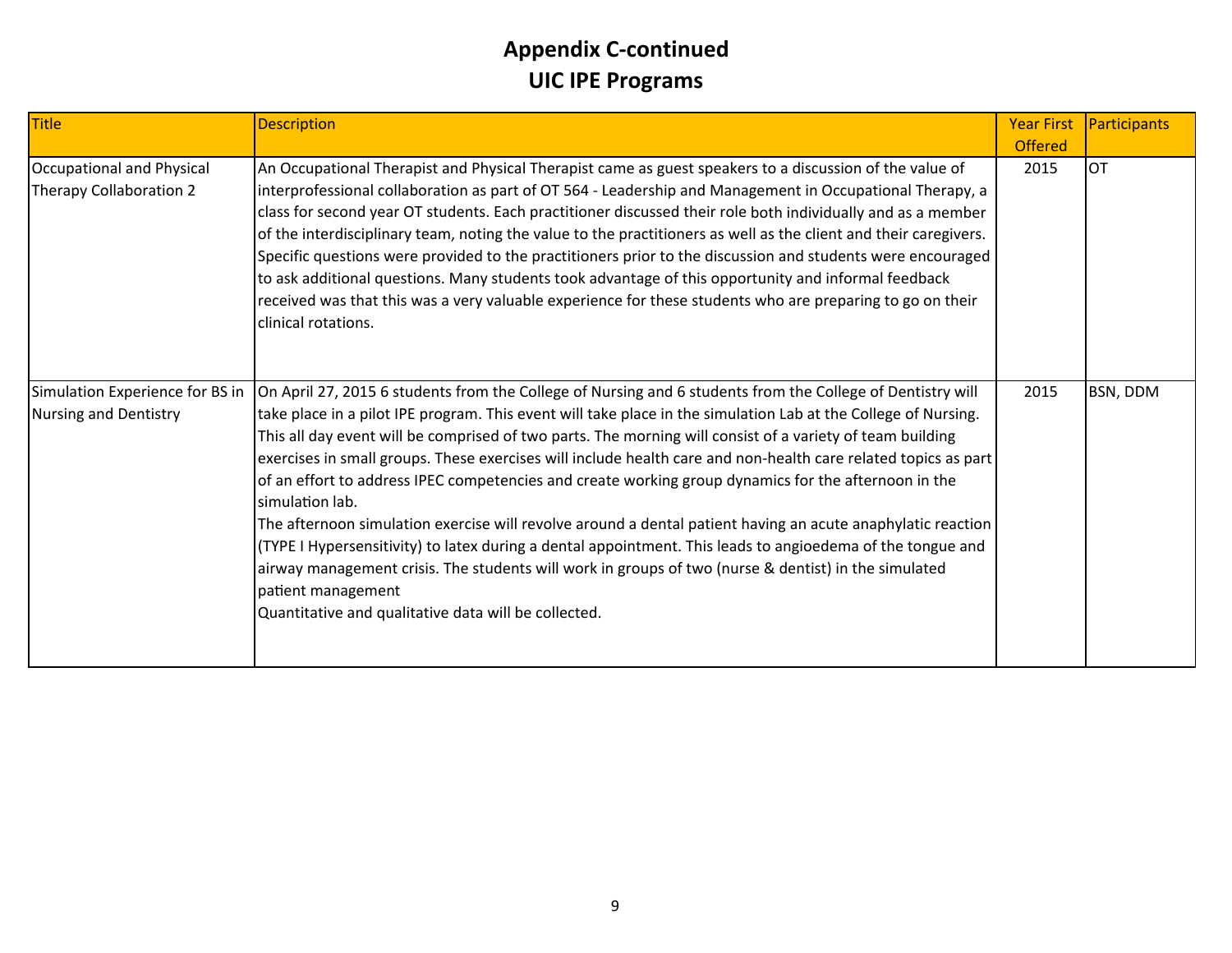# Appendix C-continued
# UIC IPE Programs

| Title | Description | Year First Offered | Participants |
|---|---|---|---|
| Occupational and Physical Therapy Collaboration 2 | An Occupational Therapist and Physical Therapist came as guest speakers to a discussion of the value of interprofessional collaboration as part of OT 564 - Leadership and Management in Occupational Therapy, a class for second year OT students. Each practitioner discussed their role both individually and as a member of the interdisciplinary team, noting the value to the practitioners as well as the client and their caregivers. Specific questions were provided to the practitioners prior to the discussion and students were encouraged to ask additional questions. Many students took advantage of this opportunity and informal feedback received was that this was a very valuable experience for these students who are preparing to go on their clinical rotations. | 2015 | OT |
| Simulation Experience for BS in Nursing and Dentistry | On April 27, 2015 6 students from the College of Nursing and 6 students from the College of Dentistry will take place in a pilot IPE program. This event will take place in the simulation Lab at the College of Nursing. This all day event will be comprised of two parts. The morning will consist of a variety of team building exercises in small groups. These exercises will include health care and non-health care related topics as part of an effort to address IPEC competencies and create working group dynamics for the afternoon in the simulation lab.<br>The afternoon simulation exercise will revolve around a dental patient having an acute anaphylatic reaction (TYPE I Hypersensitivity) to latex during a dental appointment. This leads to angioedema of the tongue and airway management crisis. The students will work in groups of two (nurse & dentist) in the simulated patient management<br>Quantitative and qualitative data will be collected. | 2015 | BSN, DDM |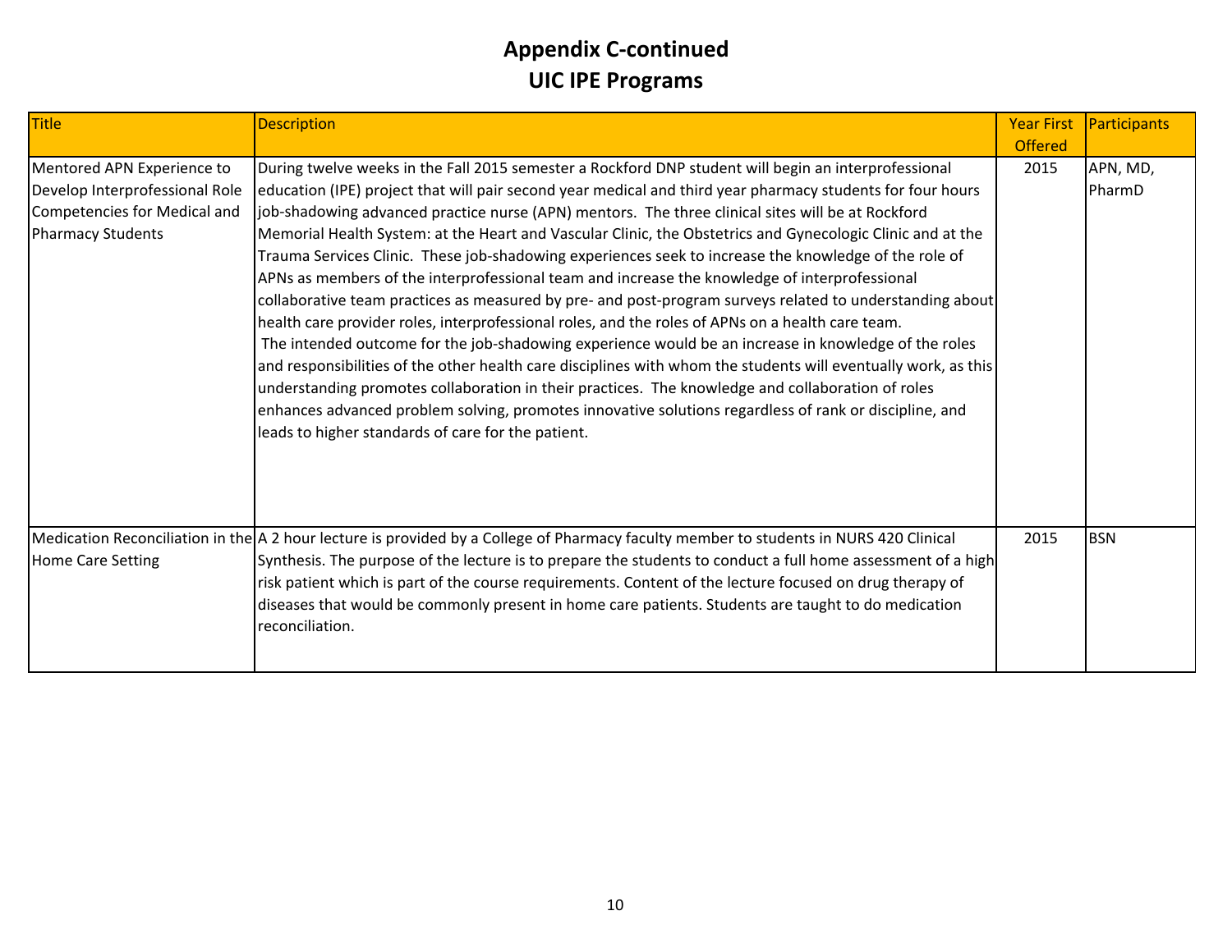# Appendix C-continued
# UIC IPE Programs

| Title | Description | Year First Offered | Participants |
|---|---|---|---|
| Mentored APN Experience to Develop Interprofessional Role Competencies for Medical and Pharmacy Students | During twelve weeks in the Fall 2015 semester a Rockford DNP student will begin an interprofessional education (IPE) project that will pair second year medical and third year pharmacy students for four hours job-shadowing advanced practice nurse (APN) mentors. The three clinical sites will be at Rockford Memorial Health System: at the Heart and Vascular Clinic, the Obstetrics and Gynecologic Clinic and at the Trauma Services Clinic. These job-shadowing experiences seek to increase the knowledge of the role of APNs as members of the interprofessional team and increase the knowledge of interprofessional collaborative team practices as measured by pre- and post-program surveys related to understanding about health care provider roles, interprofessional roles, and the roles of APNs on a health care team. The intended outcome for the job-shadowing experience would be an increase in knowledge of the roles and responsibilities of the other health care disciplines with whom the students will eventually work, as this understanding promotes collaboration in their practices. The knowledge and collaboration of roles enhances advanced problem solving, promotes innovative solutions regardless of rank or discipline, and leads to higher standards of care for the patient. | 2015 | APN, MD, PharmD |
| Medication Reconciliation in the Home Care Setting | A 2 hour lecture is provided by a College of Pharmacy faculty member to students in NURS 420 Clinical Synthesis. The purpose of the lecture is to prepare the students to conduct a full home assessment of a high risk patient which is part of the course requirements. Content of the lecture focused on drug therapy of diseases that would be commonly present in home care patients. Students are taught to do medication reconciliation. | 2015 | BSN |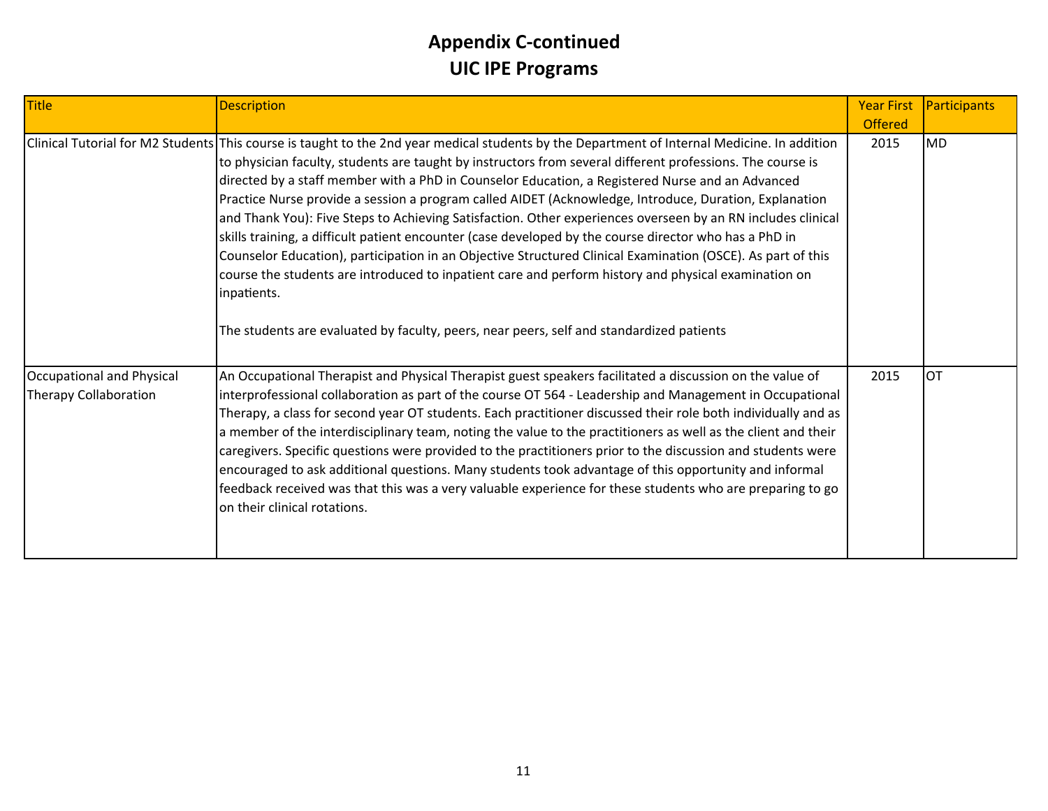# Appendix C-continued
# UIC IPE Programs

| Title | Description | Year First Offered | Participants |
|---|---|---|---|
| Clinical Tutorial for M2 Students | This course is taught to the 2nd year medical students by the Department of Internal Medicine. In addition to physician faculty, students are taught by instructors from several different professions. The course is directed by a staff member with a PhD in Counselor Education, a Registered Nurse and an Advanced Practice Nurse provide a session a program called AIDET (Acknowledge, Introduce, Duration, Explanation and Thank You): Five Steps to Achieving Satisfaction. Other experiences overseen by an RN includes clinical skills training, a difficult patient encounter (case developed by the course director who has a PhD in Counselor Education), participation in an Objective Structured Clinical Examination (OSCE). As part of this course the students are introduced to inpatient care and perform history and physical examination on inpatients.<br><br>The students are evaluated by faculty, peers, near peers, self and standardized patients | 2015 | MD |
| Occupational and Physical Therapy Collaboration | An Occupational Therapist and Physical Therapist guest speakers facilitated a discussion on the value of interprofessional collaboration as part of the course OT 564 - Leadership and Management in Occupational Therapy, a class for second year OT students. Each practitioner discussed their role both individually and as a member of the interdisciplinary team, noting the value to the practitioners as well as the client and their caregivers. Specific questions were provided to the practitioners prior to the discussion and students were encouraged to ask additional questions. Many students took advantage of this opportunity and informal feedback received was that this was a very valuable experience for these students who are preparing to go on their clinical rotations. | 2015 | OT |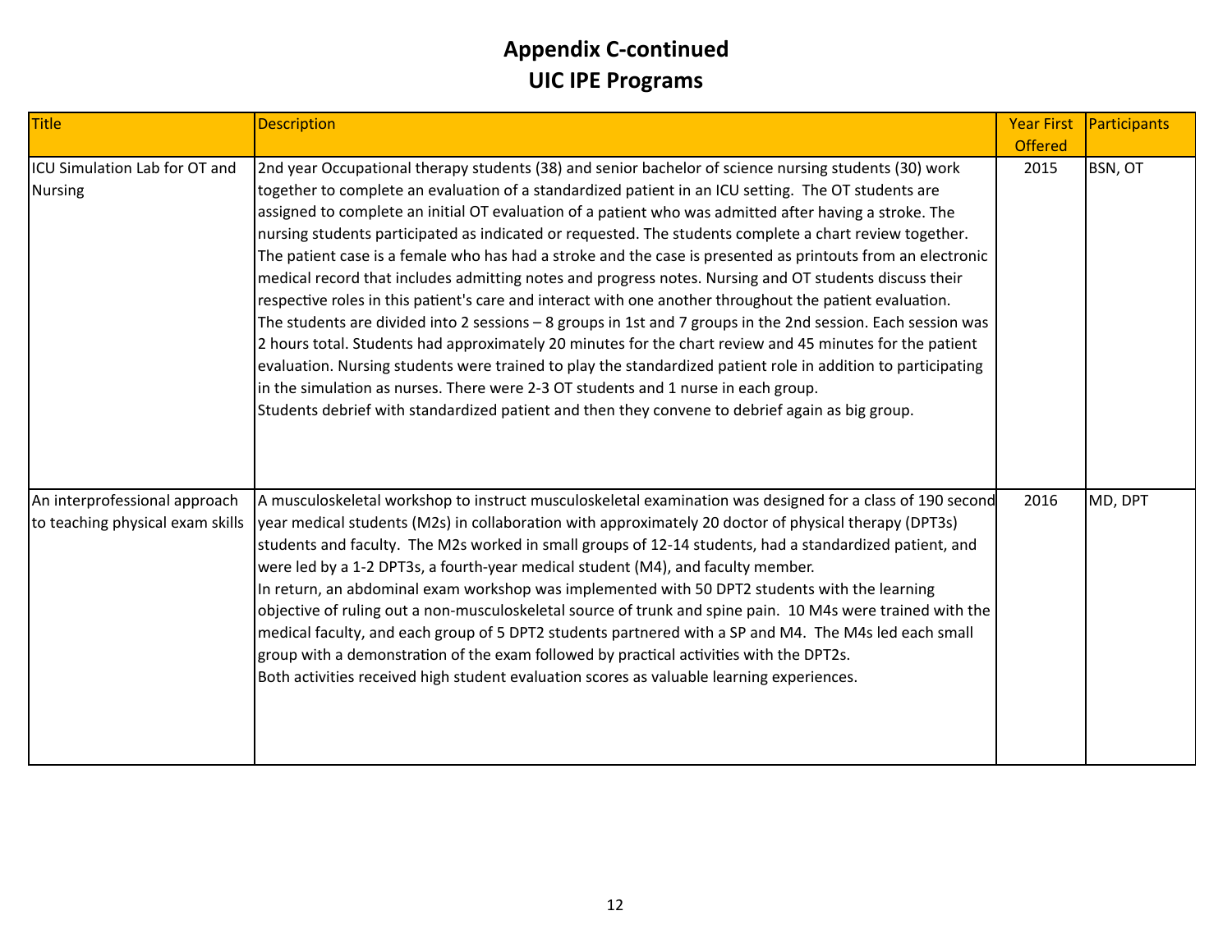# Appendix C-continued
# UIC IPE Programs

| Title | Description | Year First Offered | Participants |
|---|---|---|---|
| ICU Simulation Lab for OT and Nursing | 2nd year Occupational therapy students (38) and senior bachelor of science nursing students (30) work together to complete an evaluation of a standardized patient in an ICU setting. The OT students are assigned to complete an initial OT evaluation of a patient who was admitted after having a stroke. The nursing students participated as indicated or requested. The students complete a chart review together. The patient case is a female who has had a stroke and the case is presented as printouts from an electronic medical record that includes admitting notes and progress notes. Nursing and OT students discuss their respective roles in this patient's care and interact with one another throughout the patient evaluation. The students are divided into 2 sessions – 8 groups in 1st and 7 groups in the 2nd session. Each session was 2 hours total. Students had approximately 20 minutes for the chart review and 45 minutes for the patient evaluation. Nursing students were trained to play the standardized patient role in addition to participating in the simulation as nurses. There were 2-3 OT students and 1 nurse in each group. Students debrief with standardized patient and then they convene to debrief again as big group. | 2015 | BSN, OT |
| An interprofessional approach to teaching physical exam skills | A musculoskeletal workshop to instruct musculoskeletal examination was designed for a class of 190 second year medical students (M2s) in collaboration with approximately 20 doctor of physical therapy (DPT3s) students and faculty. The M2s worked in small groups of 12-14 students, had a standardized patient, and were led by a 1-2 DPT3s, a fourth-year medical student (M4), and faculty member. In return, an abdominal exam workshop was implemented with 50 DPT2 students with the learning objective of ruling out a non-musculoskeletal source of trunk and spine pain. 10 M4s were trained with the medical faculty, and each group of 5 DPT2 students partnered with a SP and M4. The M4s led each small group with a demonstration of the exam followed by practical activities with the DPT2s. Both activities received high student evaluation scores as valuable learning experiences. | 2016 | MD, DPT |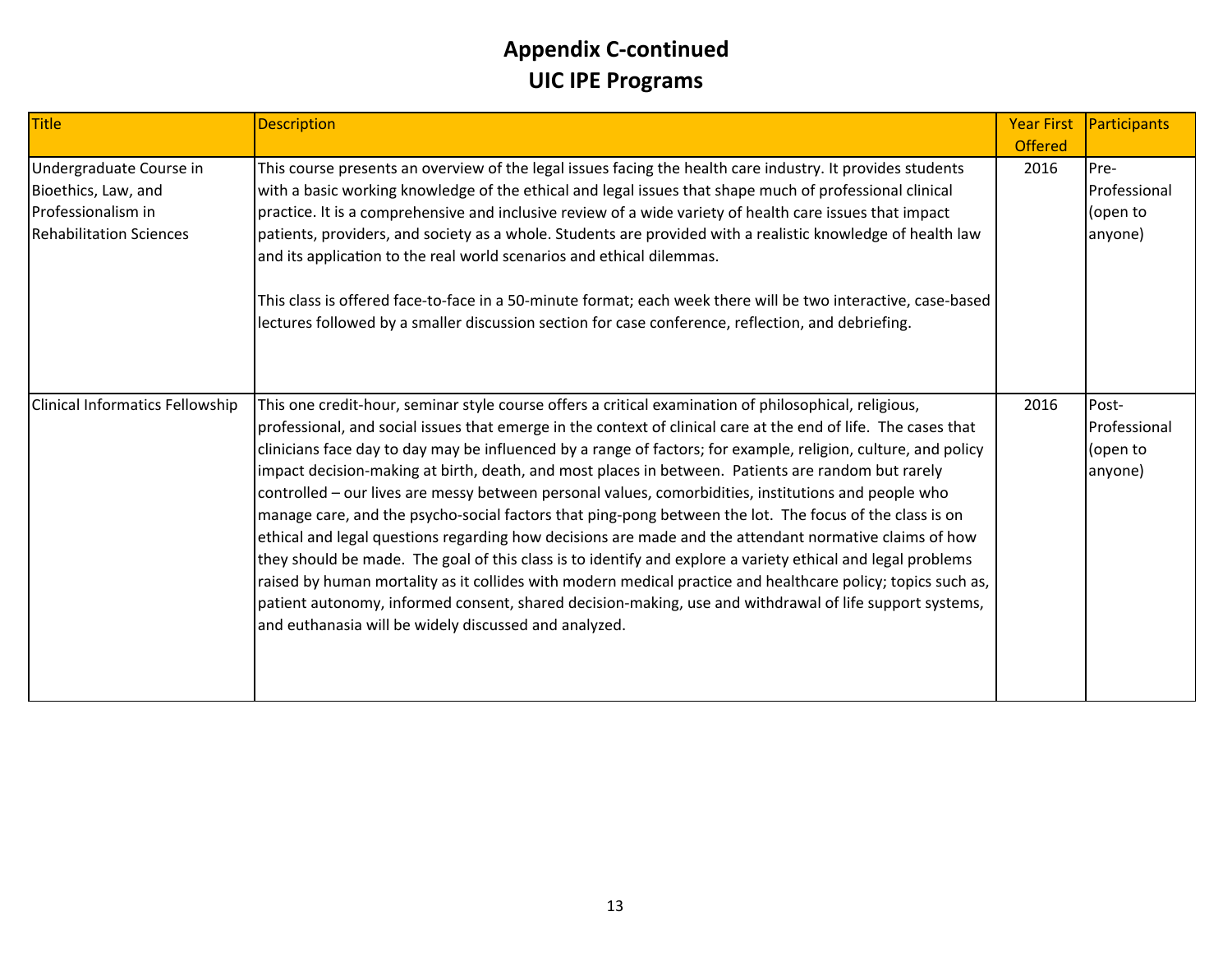# Appendix C-continued
# UIC IPE Programs

| Title | Description | Year First Offered | Participants |
|---|---|---|---|
| Undergraduate Course in Bioethics, Law, and Professionalism in Rehabilitation Sciences | This course presents an overview of the legal issues facing the health care industry. It provides students with a basic working knowledge of the ethical and legal issues that shape much of professional clinical practice. It is a comprehensive and inclusive review of a wide variety of health care issues that impact patients, providers, and society as a whole. Students are provided with a realistic knowledge of health law and its application to the real world scenarios and ethical dilemmas.<br><br>This class is offered face-to-face in a 50-minute format; each week there will be two interactive, case-based lectures followed by a smaller discussion section for case conference, reflection, and debriefing. | 2016 | Pre-Professional (open to anyone) |
| Clinical Informatics Fellowship | This one credit-hour, seminar style course offers a critical examination of philosophical, religious, professional, and social issues that emerge in the context of clinical care at the end of life. The cases that clinicians face day to day may be influenced by a range of factors; for example, religion, culture, and policy impact decision-making at birth, death, and most places in between. Patients are random but rarely controlled – our lives are messy between personal values, comorbidities, institutions and people who manage care, and the psycho-social factors that ping-pong between the lot. The focus of the class is on ethical and legal questions regarding how decisions are made and the attendant normative claims of how they should be made. The goal of this class is to identify and explore a variety ethical and legal problems raised by human mortality as it collides with modern medical practice and healthcare policy; topics such as, patient autonomy, informed consent, shared decision-making, use and withdrawal of life support systems, and euthanasia will be widely discussed and analyzed. | 2016 | Post-Professional (open to anyone) |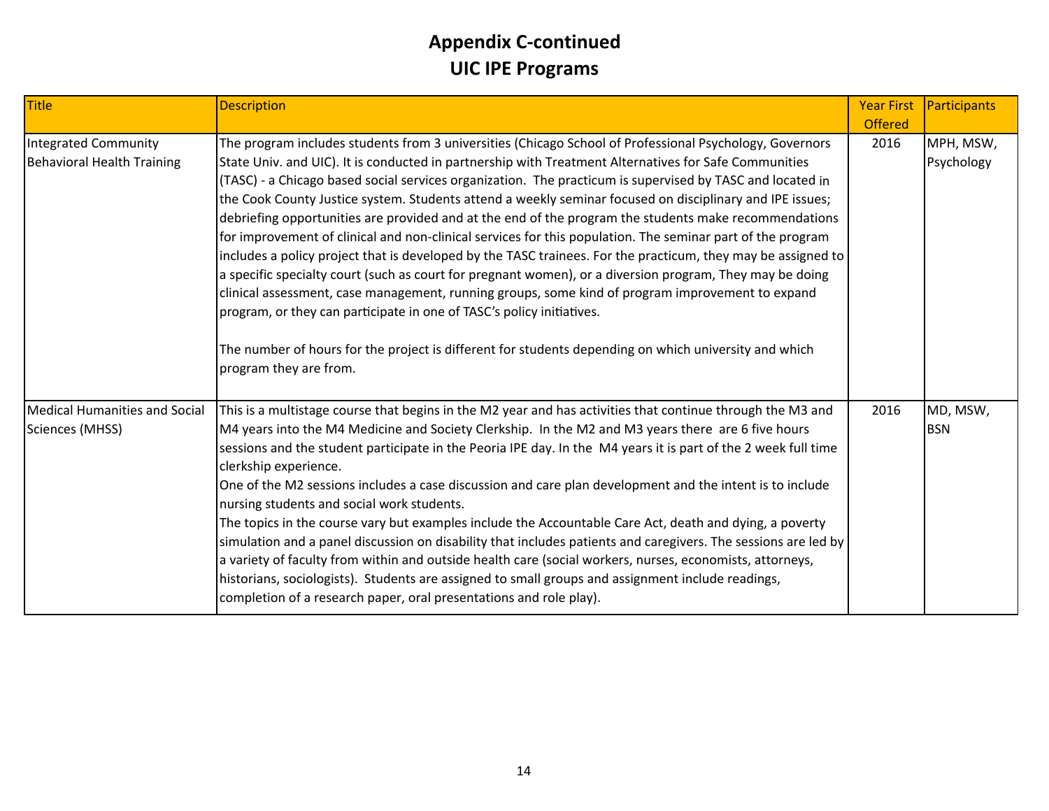# Appendix C-continued
# UIC IPE Programs

| Title | Description | Year First Offered | Participants |
|---|---|---|---|
| Integrated Community Behavioral Health Training | The program includes students from 3 universities (Chicago School of Professional Psychology, Governors State Univ. and UIC). It is conducted in partnership with Treatment Alternatives for Safe Communities (TASC) - a Chicago based social services organization. The practicum is supervised by TASC and located in the Cook County Justice system. Students attend a weekly seminar focused on disciplinary and IPE issues; debriefing opportunities are provided and at the end of the program the students make recommendations for improvement of clinical and non-clinical services for this population. The seminar part of the program includes a policy project that is developed by the TASC trainees. For the practicum, they may be assigned to a specific specialty court (such as court for pregnant women), or a diversion program, They may be doing clinical assessment, case management, running groups, some kind of program improvement to expand program, or they can participate in one of TASC's policy initiatives.<br><br>The number of hours for the project is different for students depending on which university and which program they are from. | 2016 | MPH, MSW, Psychology |
| Medical Humanities and Social Sciences (MHSS) | This is a multistage course that begins in the M2 year and has activities that continue through the M3 and M4 years into the M4 Medicine and Society Clerkship. In the M2 and M3 years there are 6 five hours sessions and the student participate in the Peoria IPE day. In the M4 years it is part of the 2 week full time clerkship experience.<br>One of the M2 sessions includes a case discussion and care plan development and the intent is to include nursing students and social work students.<br>The topics in the course vary but examples include the Accountable Care Act, death and dying, a poverty simulation and a panel discussion on disability that includes patients and caregivers. The sessions are led by a variety of faculty from within and outside health care (social workers, nurses, economists, attorneys, historians, sociologists). Students are assigned to small groups and assignment include readings, completion of a research paper, oral presentations and role play). | 2016 | MD, MSW, BSN |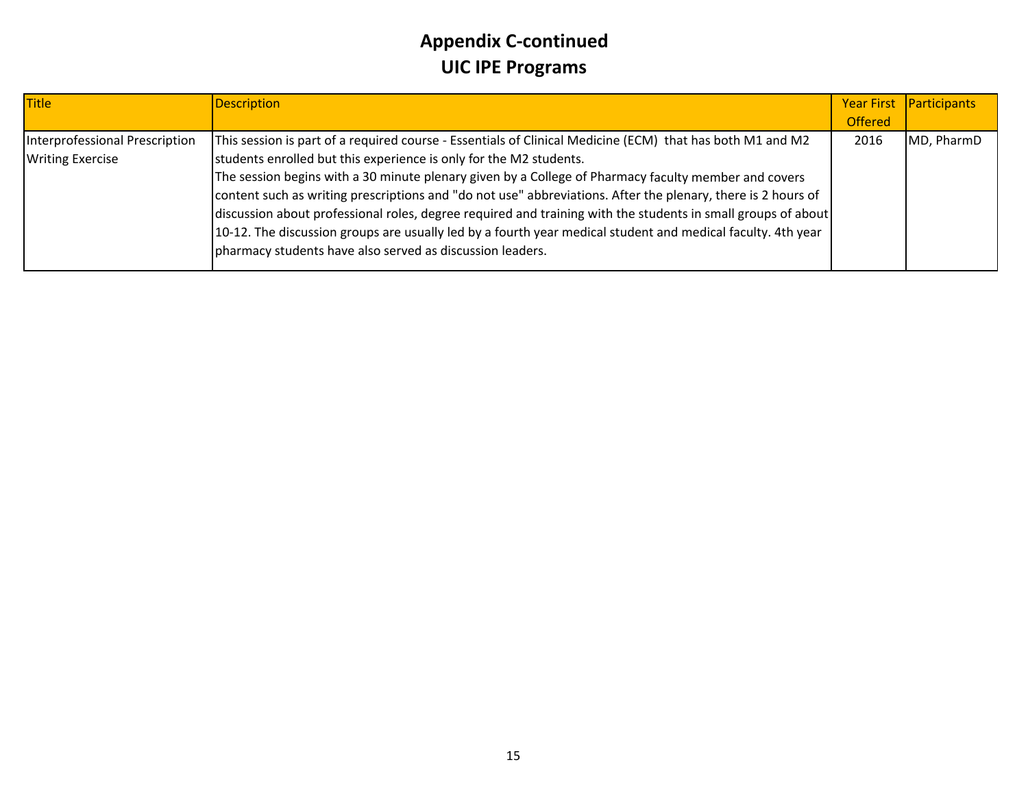# Appendix C-continued
# UIC IPE Programs

| Title | Description | Year First Offered | Participants |
|---|---|---|---|
| Interprofessional Prescription Writing Exercise | This session is part of a required course - Essentials of Clinical Medicine (ECM) that has both M1 and M2 students enrolled but this experience is only for the M2 students. The session begins with a 30 minute plenary given by a College of Pharmacy faculty member and covers content such as writing prescriptions and "do not use" abbreviations. After the plenary, there is 2 hours of discussion about professional roles, degree required and training with the students in small groups of about 10-12. The discussion groups are usually led by a fourth year medical student and medical faculty. 4th year pharmacy students have also served as discussion leaders. | 2016 | MD, PharmD |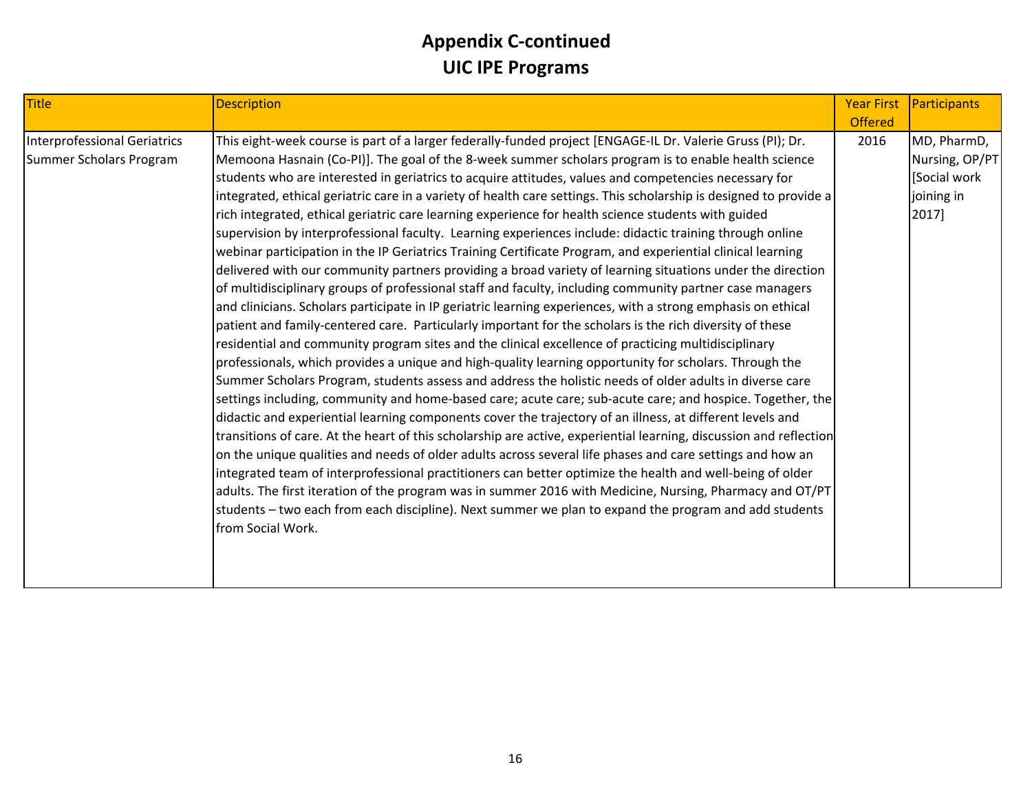# Appendix C-continued
# UIC IPE Programs

| Title | Description | Year First Offered | Participants |
|---|---|---|---|
| Interprofessional Geriatrics Summer Scholars Program | This eight-week course is part of a larger federally-funded project [ENGAGE-IL Dr. Valerie Gruss (PI); Dr. Memoona Hasnain (Co-PI)]. The goal of the 8-week summer scholars program is to enable health science students who are interested in geriatrics to acquire attitudes, values and competencies necessary for integrated, ethical geriatric care in a variety of health care settings. This scholarship is designed to provide a rich integrated, ethical geriatric care learning experience for health science students with guided supervision by interprofessional faculty. Learning experiences include: didactic training through online webinar participation in the IP Geriatrics Training Certificate Program, and experiential clinical learning delivered with our community partners providing a broad variety of learning situations under the direction of multidisciplinary groups of professional staff and faculty, including community partner case managers and clinicians. Scholars participate in IP geriatric learning experiences, with a strong emphasis on ethical patient and family-centered care. Particularly important for the scholars is the rich diversity of these residential and community program sites and the clinical excellence of practicing multidisciplinary professionals, which provides a unique and high-quality learning opportunity for scholars. Through the Summer Scholars Program, students assess and address the holistic needs of older adults in diverse care settings including, community and home-based care; acute care; sub-acute care; and hospice. Together, the didactic and experiential learning components cover the trajectory of an illness, at different levels and transitions of care. At the heart of this scholarship are active, experiential learning, discussion and reflection on the unique qualities and needs of older adults across several life phases and care settings and how an integrated team of interprofessional practitioners can better optimize the health and well-being of older adults. The first iteration of the program was in summer 2016 with Medicine, Nursing, Pharmacy and OT/PT students – two each from each discipline). Next summer we plan to expand the program and add students from Social Work. | 2016 | MD, PharmD, Nursing, OP/PT [Social work joining in 2017] |